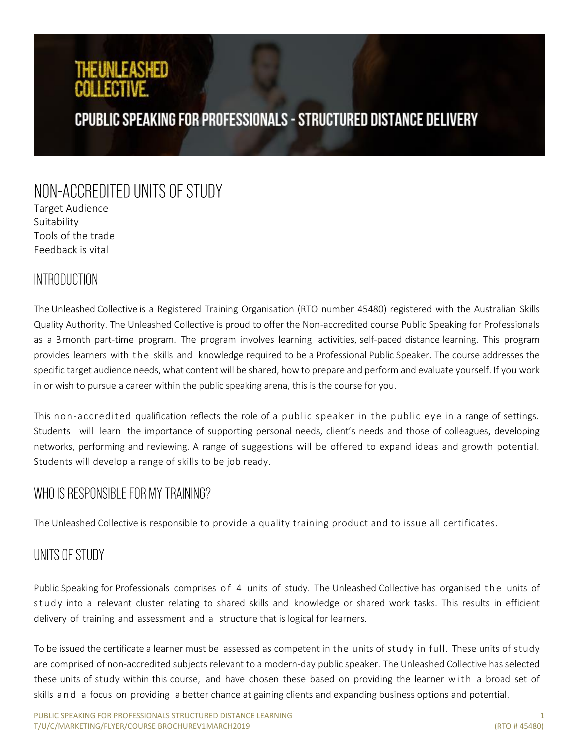# THEUNLEASHED COLLECTIVE.

## CPUBLIC SPEAKING FOR PROFESSIONALS - STRUCTURED DISTANCE DELIVERY

## NON-ACCREDITED UNITS OF STUDY

Target Audience
Suitability
Tools of the trade
Feedback is vital

## INTRODUCTION

The Unleashed Collective is a Registered Training Organisation (RTO number 45480) registered with the Australian Skills Quality Authority. The Unleashed Collective is proud to offer the Non-accredited course Public Speaking for Professionals as a 3 month part-time program. The program involves learning activities, self-paced distance learning. This program provides learners with the skills and knowledge required to be a Professional Public Speaker. The course addresses the specific target audience needs, what content will be shared, how to prepare and perform and evaluate yourself. If you work in or wish to pursue a career within the public speaking arena, this is the course for you.

This non-accredited qualification reflects the role of a public speaker in the public eye in a range of settings. Students will learn the importance of supporting personal needs, client's needs and those of colleagues, developing networks, performing and reviewing. A range of suggestions will be offered to expand ideas and growth potential. Students will develop a range of skills to be job ready.

## WHO IS RESPONSIBLE FOR MY TRAINING?

The Unleashed Collective is responsible to provide a quality training product and to issue all certificates.

## UNITS OF STUDY

Public Speaking for Professionals comprises of 4 units of study. The Unleashed Collective has organised the units of study into a relevant cluster relating to shared skills and knowledge or shared work tasks. This results in efficient delivery of training and assessment and a structure that is logical for learners.

To be issued the certificate a learner must be assessed as competent in the units of study in full. These units of study are comprised of non-accredited subjects relevant to a modern-day public speaker. The Unleashed Collective has selected these units of study within this course, and have chosen these based on providing the learner with a broad set of skills and a focus on providing a better chance at gaining clients and expanding business options and potential.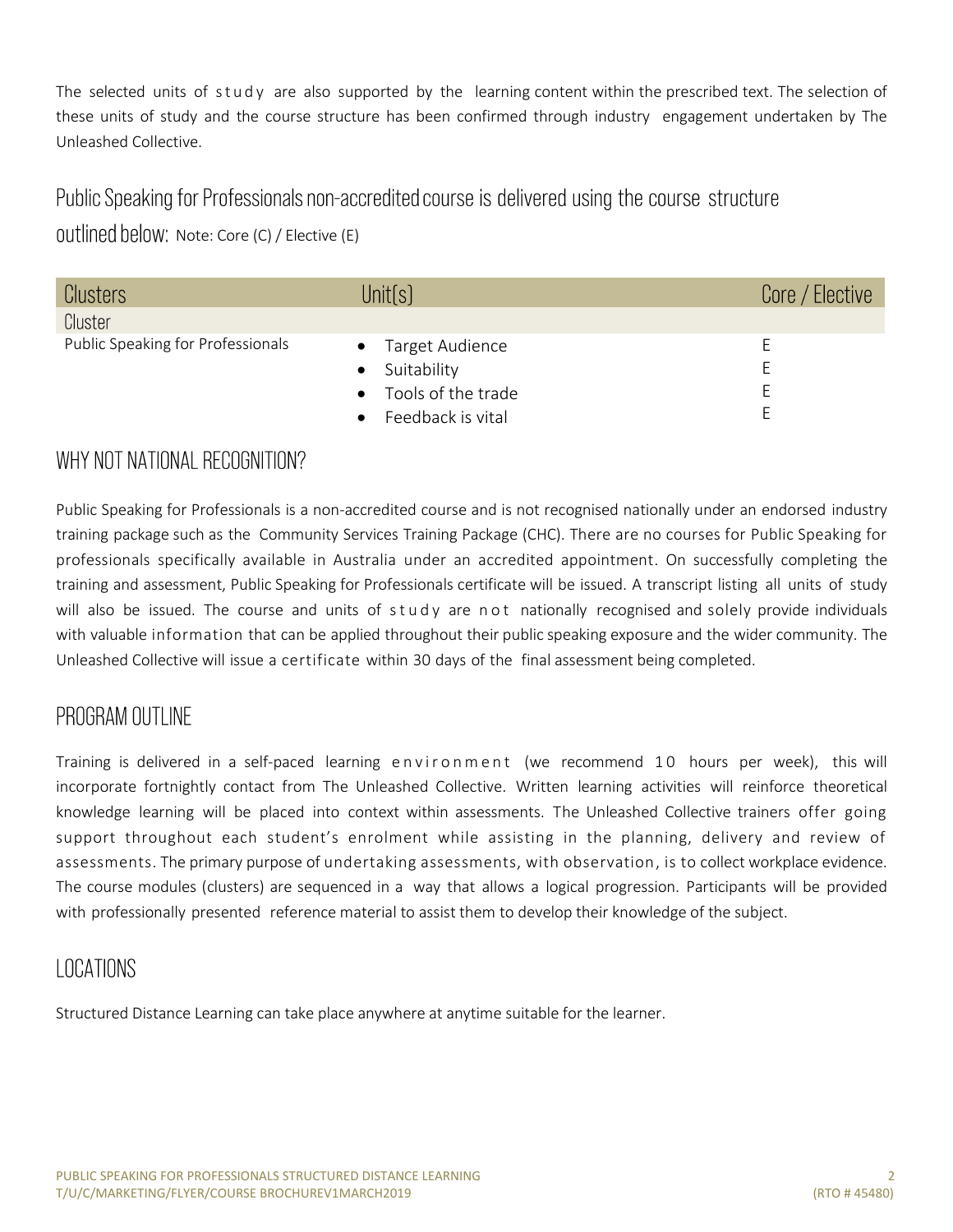The selected units of study are also supported by the learning content within the prescribed text. The selection of these units of study and the course structure has been confirmed through industry engagement undertaken by The Unleashed Collective.

## Public Speaking for Professionals non-accredited course is delivered using the course structure outlined below: Note: Core (C) / Elective (E)

| Clusters | Unit(s) | Core / Elective |
|---|---|---|
| Cluster | | |
| Public Speaking for Professionals | • Target Audience<br>• Suitability<br>• Tools of the trade<br>• Feedback is vital | E<br>E<br>E<br>E |

## WHY NOT NATIONAL RECOGNITION?

Public Speaking for Professionals is a non-accredited course and is not recognised nationally under an endorsed industry training package such as the Community Services Training Package (CHC). There are no courses for Public Speaking for professionals specifically available in Australia under an accredited appointment. On successfully completing the training and assessment, Public Speaking for Professionals certificate will be issued. A transcript listing all units of study will also be issued. The course and units of study are not nationally recognised and solely provide individuals with valuable information that can be applied throughout their public speaking exposure and the wider community. The Unleashed Collective will issue a certificate within 30 days of the final assessment being completed.

## PROGRAM OUTLINE

Training is delivered in a self-paced learning environment (we recommend 10 hours per week), this will incorporate fortnightly contact from The Unleashed Collective. Written learning activities will reinforce theoretical knowledge learning will be placed into context within assessments. The Unleashed Collective trainers offer going support throughout each student's enrolment while assisting in the planning, delivery and review of assessments. The primary purpose of undertaking assessments, with observation, is to collect workplace evidence. The course modules (clusters) are sequenced in a way that allows a logical progression. Participants will be provided with professionally presented reference material to assist them to develop their knowledge of the subject.

## LOCATIONS

Structured Distance Learning can take place anywhere at anytime suitable for the learner.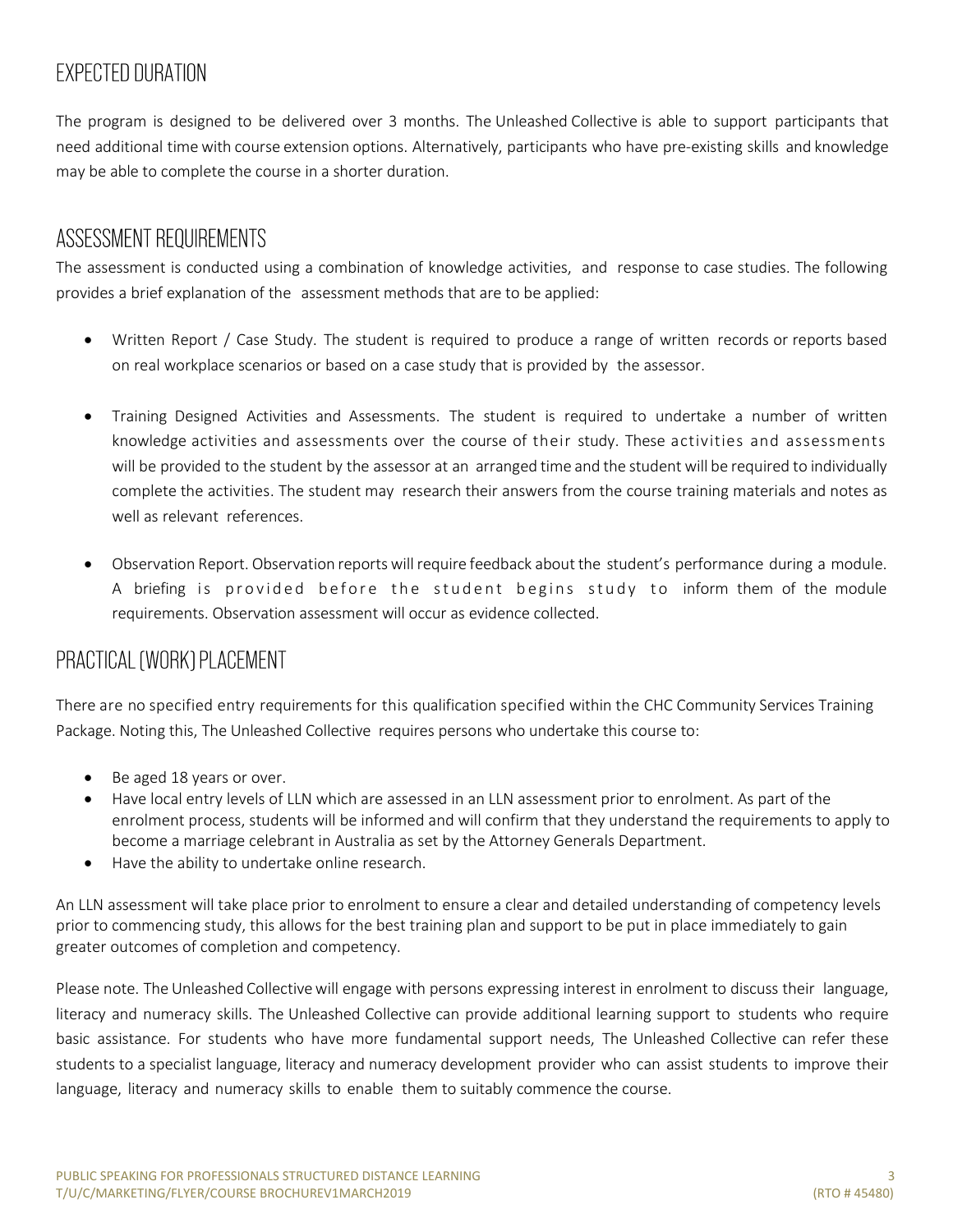## EXPECTED DURATION

The program is designed to be delivered over 3 months. The Unleashed Collective is able to support participants that need additional time with course extension options. Alternatively, participants who have pre-existing skills and knowledge may be able to complete the course in a shorter duration.

## ASSESSMENT REQUIREMENTS

The assessment is conducted using a combination of knowledge activities, and response to case studies. The following provides a brief explanation of the assessment methods that are to be applied:

- Written Report / Case Study. The student is required to produce a range of written records or reports based on real workplace scenarios or based on a case study that is provided by the assessor.

- Training Designed Activities and Assessments. The student is required to undertake a number of written knowledge activities and assessments over the course of their study. These activities and assessments will be provided to the student by the assessor at an arranged time and the student will be required to individually complete the activities. The student may research their answers from the course training materials and notes as well as relevant references.

- Observation Report. Observation reports will require feedback about the student's performance during a module. A briefing is provided before the student begins study to inform them of the module requirements. Observation assessment will occur as evidence collected.

## PRACTICAL (WORK) PLACEMENT

There are no specified entry requirements for this qualification specified within the CHC Community Services Training Package. Noting this, The Unleashed Collective requires persons who undertake this course to:

- Be aged 18 years or over.
- Have local entry levels of LLN which are assessed in an LLN assessment prior to enrolment. As part of the enrolment process, students will be informed and will confirm that they understand the requirements to apply to become a marriage celebrant in Australia as set by the Attorney Generals Department.
- Have the ability to undertake online research.

An LLN assessment will take place prior to enrolment to ensure a clear and detailed understanding of competency levels prior to commencing study, this allows for the best training plan and support to be put in place immediately to gain greater outcomes of completion and competency.

Please note. The Unleashed Collective will engage with persons expressing interest in enrolment to discuss their language, literacy and numeracy skills. The Unleashed Collective can provide additional learning support to students who require basic assistance. For students who have more fundamental support needs, The Unleashed Collective can refer these students to a specialist language, literacy and numeracy development provider who can assist students to improve their language, literacy and numeracy skills to enable them to suitably commence the course.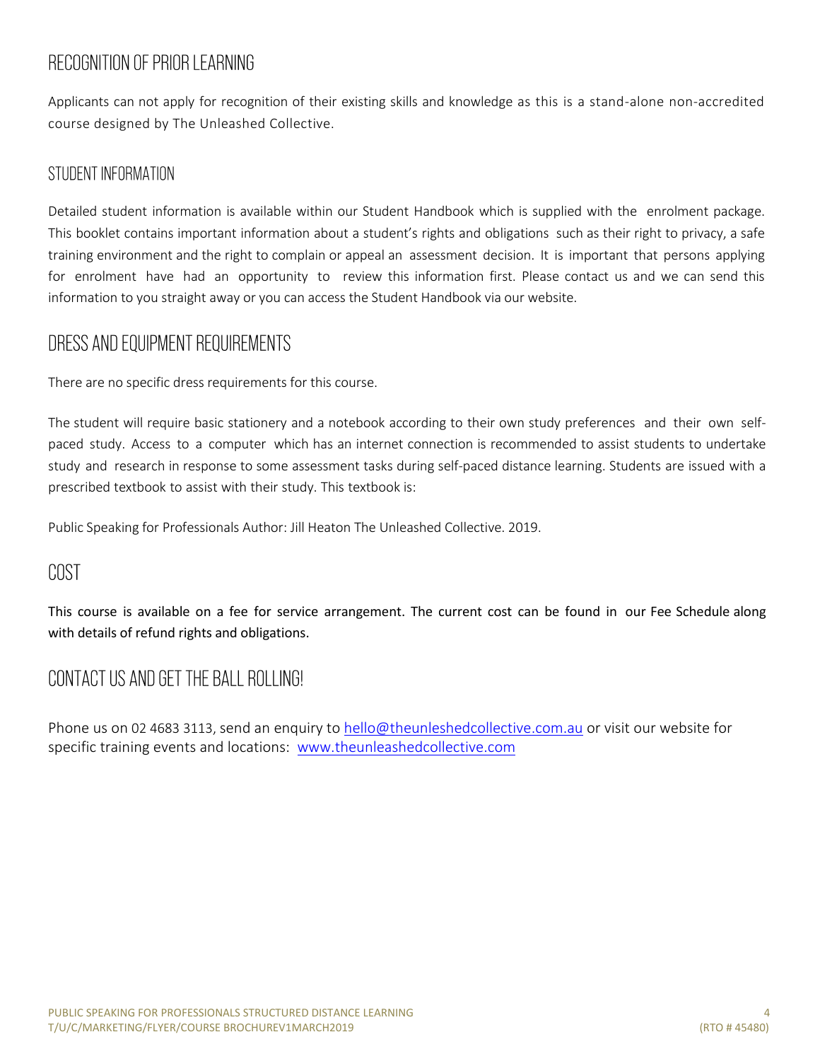## RECOGNITION OF PRIOR LEARNING

Applicants can not apply for recognition of their existing skills and knowledge as this is a stand-alone non-accredited course designed by The Unleashed Collective.

### STUDENT INFORMATION

Detailed student information is available within our Student Handbook which is supplied with the enrolment package. This booklet contains important information about a student's rights and obligations such as their right to privacy, a safe training environment and the right to complain or appeal an assessment decision. It is important that persons applying for enrolment have had an opportunity to review this information first. Please contact us and we can send this information to you straight away or you can access the Student Handbook via our website.

## DRESS AND EQUIPMENT REQUIREMENTS

There are no specific dress requirements for this course.

The student will require basic stationery and a notebook according to their own study preferences and their own self-paced study. Access to a computer which has an internet connection is recommended to assist students to undertake study and research in response to some assessment tasks during self-paced distance learning. Students are issued with a prescribed textbook to assist with their study. This textbook is:

Public Speaking for Professionals Author: Jill Heaton The Unleashed Collective. 2019.

## COST

This course is available on a fee for service arrangement. The current cost can be found in our Fee Schedule along with details of refund rights and obligations.

## CONTACT US AND GET THE BALL ROLLING!

Phone us on 02 4683 3113, send an enquiry to [hello@theunleshedcollective.com.au](mailto:hello@theunleshedcollective.com.au) or visit our website for specific training events and locations: [www.theunleashedcollective.com](http://www.theunleashedcollective.com)